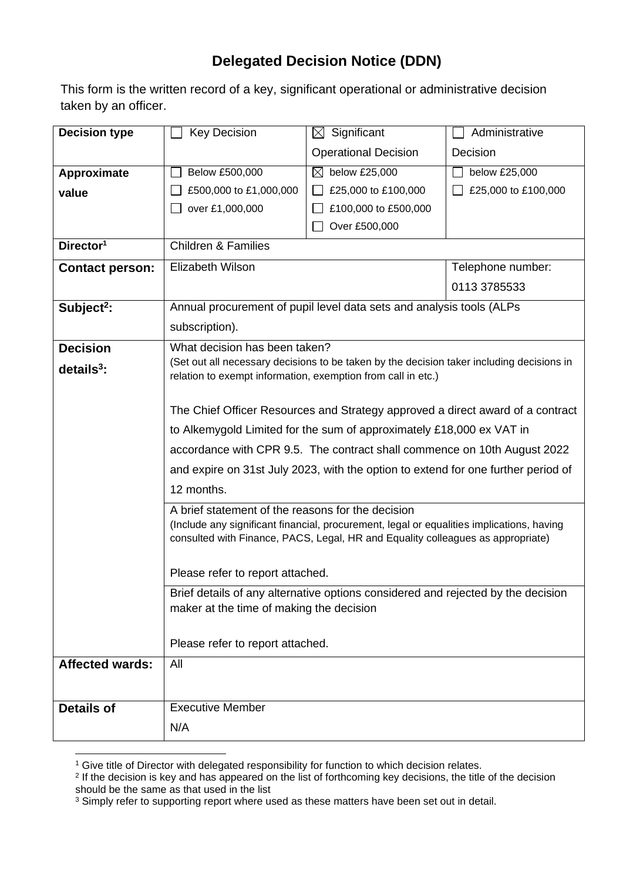# Delegated Decision Notice (DDN)

This form is the written record of a key, significant operational or administrative decision taken by an officer.

| Decision type | ☐ Key Decision | ☒ Significant Operational Decision | ☐ Administrative Decision |
|---|---|---|---|
| **Approximate value** | ☐ Below £500,000<br>☐ £500,000 to £1,000,000<br>☐ over £1,000,000 | ☒ below £25,000<br>☐ £25,000 to £100,000<br>☐ £100,000 to £500,000<br>☐ Over £500,000 | ☐ below £25,000<br>☐ £25,000 to £100,000 |
| **Director[1]** | Children & Families | | |
| **Contact person:** | Elizabeth Wilson | | Telephone number:<br>0113 3785533 |
| **Subject[2]:** | Annual procurement of pupil level data sets and analysis tools (ALPs subscription). | | |
| **Decision details[3]:** | What decision has been taken?<br>(Set out all necessary decisions to be taken by the decision taker including decisions in relation to exempt information, exemption from call in etc.)<br><br>The Chief Officer Resources and Strategy approved a direct award of a contract to Alkemygold Limited for the sum of approximately £18,000 ex VAT in accordance with CPR 9.5. The contract shall commence on 10th August 2022 and expire on 31st July 2023, with the option to extend for one further period of 12 months. | | |
| | A brief statement of the reasons for the decision<br>(Include any significant financial, procurement, legal or equalities implications, having consulted with Finance, PACS, Legal, HR and Equality colleagues as appropriate)<br><br>Please refer to report attached. | | |
| | Brief details of any alternative options considered and rejected by the decision maker at the time of making the decision<br><br>Please refer to report attached. | | |
| **Affected wards:** | All | | |
| **Details of** | Executive Member<br>N/A | | |

[1] Give title of Director with delegated responsibility for function to which decision relates.

[2] If the decision is key and has appeared on the list of forthcoming key decisions, the title of the decision should be the same as that used in the list

[3] Simply refer to supporting report where used as these matters have been set out in detail.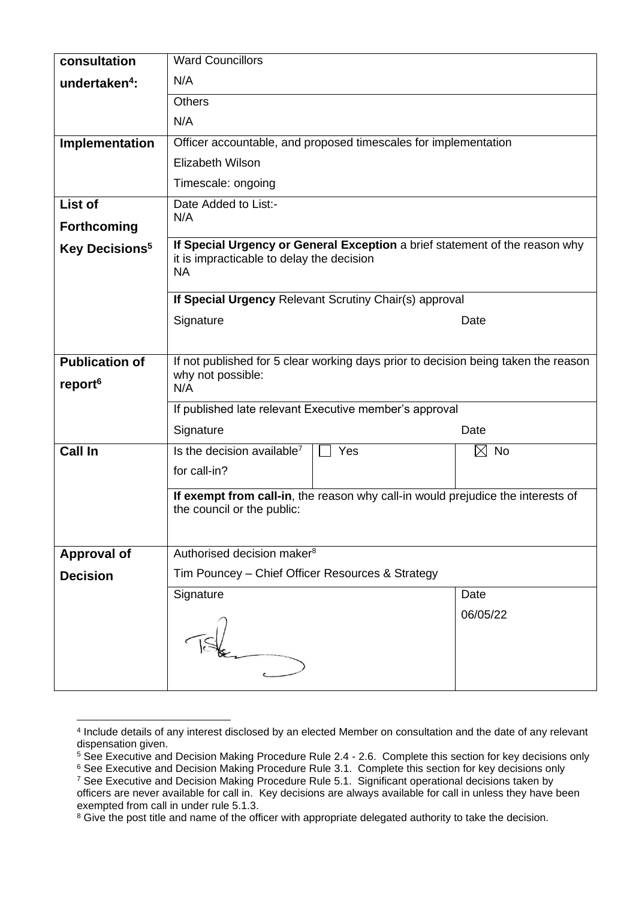| | | | |
|---|---|---|---|
| **consultation undertaken**[4]**:** | Ward Councillors<br>N/A | | |
| | Others<br>N/A | | |
| **Implementation** | Officer accountable, and proposed timescales for implementation<br>Elizabeth Wilson<br>Timescale: ongoing | | |
| **List of Forthcoming Key Decisions**[5] | Date Added to List:-<br>N/A | | |
| | **If Special Urgency or General Exception** a brief statement of the reason why it is impracticable to delay the decision<br>NA | | |
| | **If Special Urgency** Relevant Scrutiny Chair(s) approval<br>Signature | | Date |
| **Publication of report**[6] | If not published for 5 clear working days prior to decision being taken the reason why not possible:<br>N/A | | |
| | If published late relevant Executive member's approval<br>Signature | | Date |
| **Call In** | Is the decision available[7] for call-in? | ☐ Yes | ☒ No |
| | **If exempt from call-in**, the reason why call-in would prejudice the interests of the council or the public: | | |
| **Approval of Decision** | Authorised decision maker[8]<br>Tim Pouncey – Chief Officer Resources & Strategy | | |
| | Signature | | Date<br>06/05/22 |

[4] Include details of any interest disclosed by an elected Member on consultation and the date of any relevant dispensation given.

[5] See Executive and Decision Making Procedure Rule 2.4 - 2.6. Complete this section for key decisions only

[6] See Executive and Decision Making Procedure Rule 3.1. Complete this section for key decisions only

[7] See Executive and Decision Making Procedure Rule 5.1. Significant operational decisions taken by officers are never available for call in. Key decisions are always available for call in unless they have been exempted from call in under rule 5.1.3.

[8] Give the post title and name of the officer with appropriate delegated authority to take the decision.